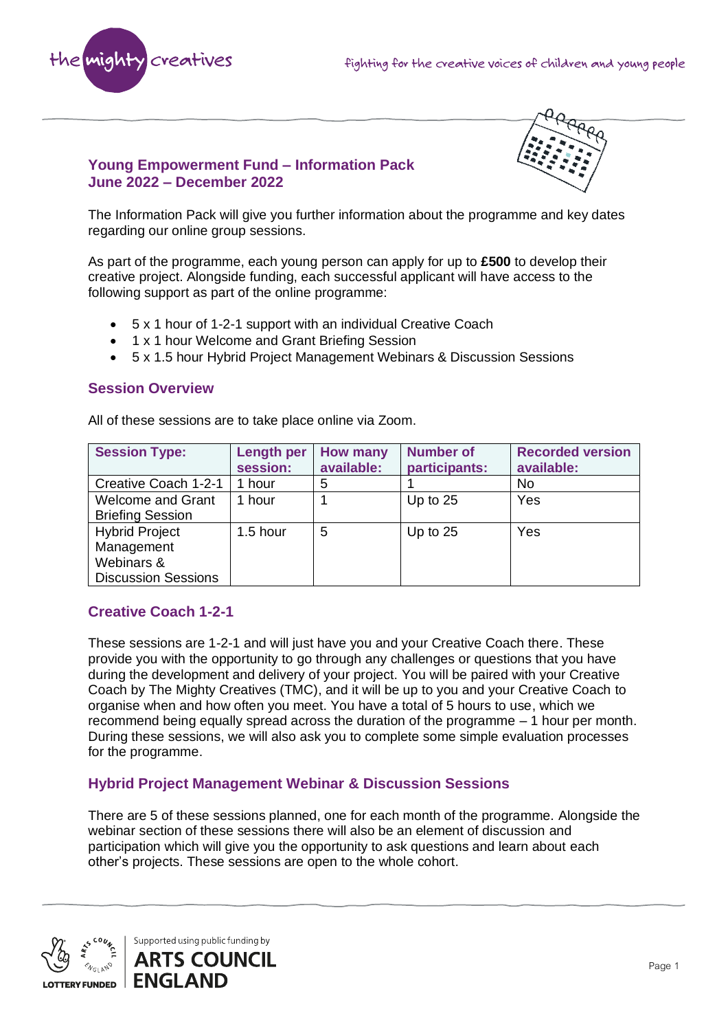## Young Empowerment Fund – Information Pack
## June 2022 – December 2022

The Information Pack will give you further information about the programme and key dates regarding our online group sessions.

As part of the programme, each young person can apply for up to **£500** to develop their creative project. Alongside funding, each successful applicant will have access to the following support as part of the online programme:

- 5 x 1 hour of 1-2-1 support with an individual Creative Coach
- 1 x 1 hour Welcome and Grant Briefing Session
- 5 x 1.5 hour Hybrid Project Management Webinars & Discussion Sessions

### Session Overview

All of these sessions are to take place online via Zoom.

| Session Type: | Length per session: | How many available: | Number of participants: | Recorded version available: |
|---|---|---|---|---|
| Creative Coach 1-2-1 | 1 hour | 5 | 1 | No |
| Welcome and Grant Briefing Session | 1 hour | 1 | Up to 25 | Yes |
| Hybrid Project Management Webinars & Discussion Sessions | 1.5 hour | 5 | Up to 25 | Yes |

### Creative Coach 1-2-1

These sessions are 1-2-1 and will just have you and your Creative Coach there. These provide you with the opportunity to go through any challenges or questions that you have during the development and delivery of your project. You will be paired with your Creative Coach by The Mighty Creatives (TMC), and it will be up to you and your Creative Coach to organise when and how often you meet. You have a total of 5 hours to use, which we recommend being equally spread across the duration of the programme – 1 hour per month. During these sessions, we will also ask you to complete some simple evaluation processes for the programme.

### Hybrid Project Management Webinar & Discussion Sessions

There are 5 of these sessions planned, one for each month of the programme. Alongside the webinar section of these sessions there will also be an element of discussion and participation which will give you the opportunity to ask questions and learn about each other's projects. These sessions are open to the whole cohort.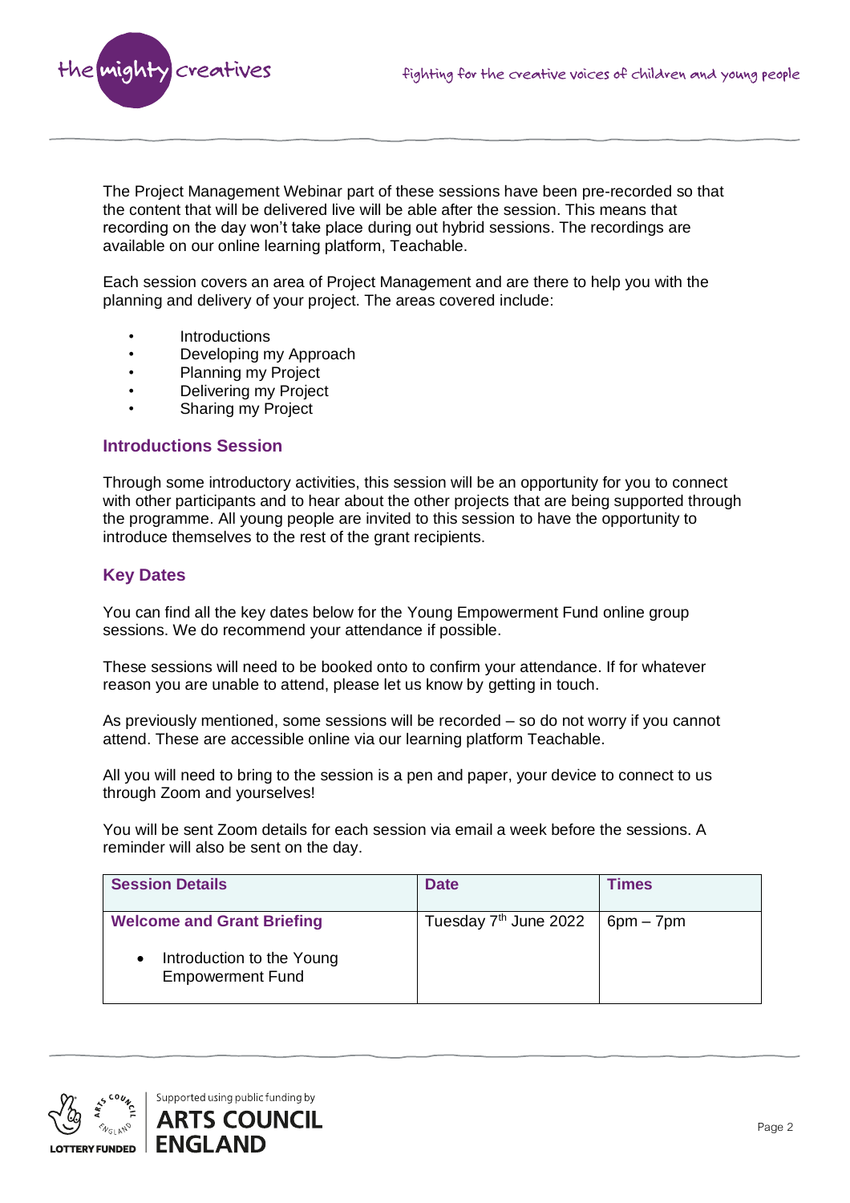The Project Management Webinar part of these sessions have been pre-recorded so that the content that will be delivered live will be able after the session. This means that recording on the day won't take place during out hybrid sessions. The recordings are available on our online learning platform, Teachable.

Each session covers an area of Project Management and are there to help you with the planning and delivery of your project. The areas covered include:

- Introductions
- Developing my Approach
- Planning my Project
- Delivering my Project
- Sharing my Project

## Introductions Session

Through some introductory activities, this session will be an opportunity for you to connect with other participants and to hear about the other projects that are being supported through the programme. All young people are invited to this session to have the opportunity to introduce themselves to the rest of the grant recipients.

## Key Dates

You can find all the key dates below for the Young Empowerment Fund online group sessions. We do recommend your attendance if possible.

These sessions will need to be booked onto to confirm your attendance. If for whatever reason you are unable to attend, please let us know by getting in touch.

As previously mentioned, some sessions will be recorded – so do not worry if you cannot attend. These are accessible online via our learning platform Teachable.

All you will need to bring to the session is a pen and paper, your device to connect to us through Zoom and yourselves!

You will be sent Zoom details for each session via email a week before the sessions. A reminder will also be sent on the day.

| Session Details | Date | Times |
| --- | --- | --- |
| **Welcome and Grant Briefing**<br>• Introduction to the Young Empowerment Fund | Tuesday 7th June 2022 | 6pm – 7pm |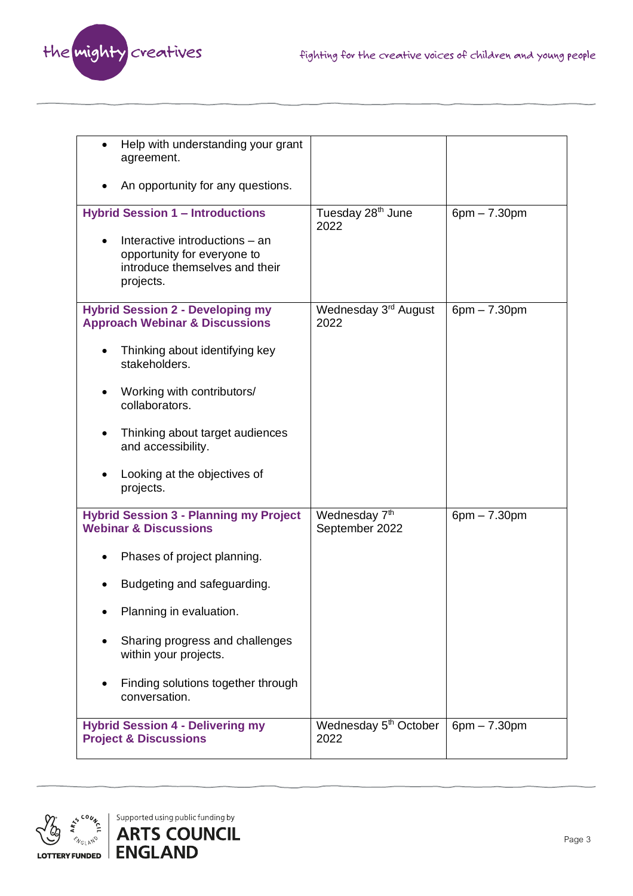| | | |
|---|---|---|
| • Help with understanding your grant agreement.<br><br>• An opportunity for any questions. | | |
| **Hybrid Session 1 – Introductions**<br><br>• Interactive introductions – an opportunity for everyone to introduce themselves and their projects. | Tuesday 28th June 2022 | 6pm – 7.30pm |
| **Hybrid Session 2 - Developing my Approach Webinar & Discussions**<br><br>• Thinking about identifying key stakeholders.<br><br>• Working with contributors/ collaborators.<br><br>• Thinking about target audiences and accessibility.<br><br>• Looking at the objectives of projects. | Wednesday 3rd August 2022 | 6pm – 7.30pm |
| **Hybrid Session 3 - Planning my Project Webinar & Discussions**<br><br>• Phases of project planning.<br><br>• Budgeting and safeguarding.<br><br>• Planning in evaluation.<br><br>• Sharing progress and challenges within your projects.<br><br>• Finding solutions together through conversation. | Wednesday 7th September 2022 | 6pm – 7.30pm |
| **Hybrid Session 4 - Delivering my Project & Discussions** | Wednesday 5th October 2022 | 6pm – 7.30pm |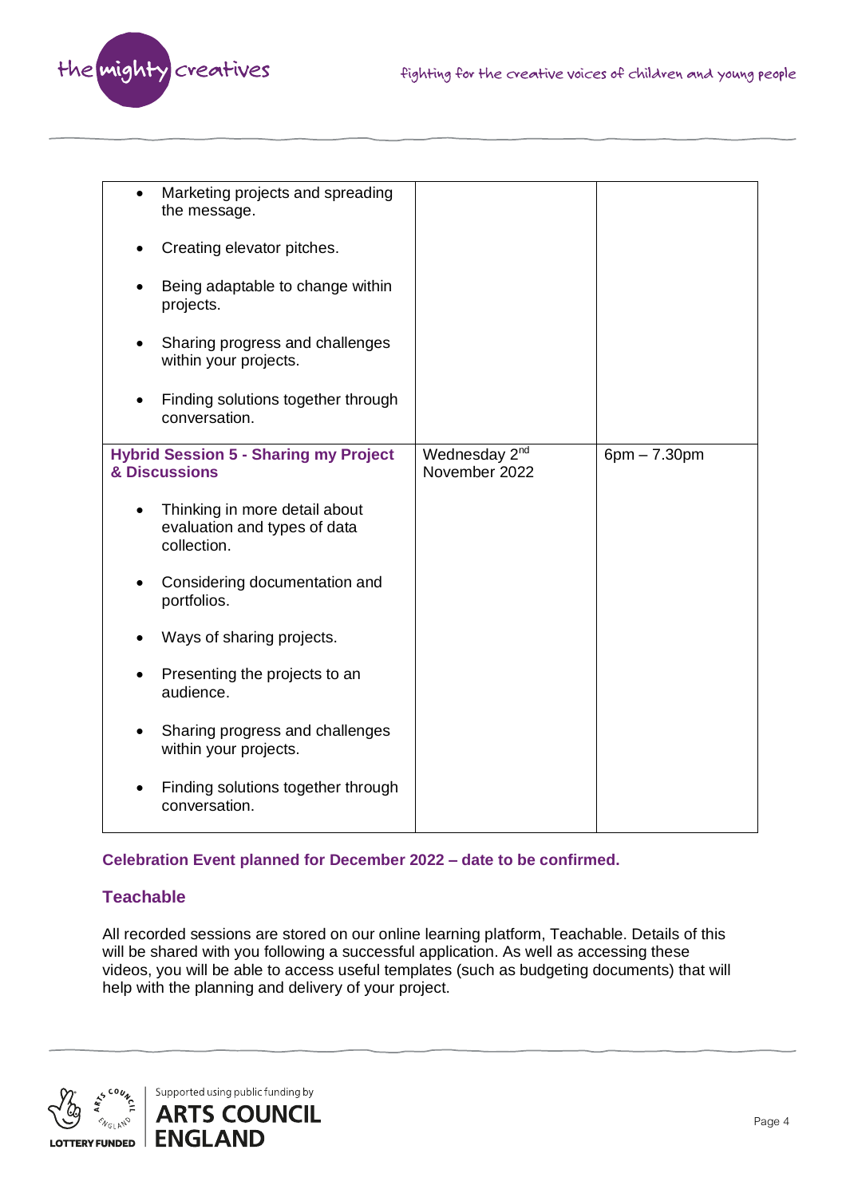| | | |
|---|---|---|
| • Marketing projects and spreading the message.<br><br>• Creating elevator pitches.<br><br>• Being adaptable to change within projects.<br><br>• Sharing progress and challenges within your projects.<br><br>• Finding solutions together through conversation. | | |
| **Hybrid Session 5 - Sharing my Project & Discussions**<br><br>• Thinking in more detail about evaluation and types of data collection.<br><br>• Considering documentation and portfolios.<br><br>• Ways of sharing projects.<br><br>• Presenting the projects to an audience.<br><br>• Sharing progress and challenges within your projects.<br><br>• Finding solutions together through conversation. | Wednesday 2nd November 2022 | 6pm – 7.30pm |

**Celebration Event planned for December 2022 – date to be confirmed.**

## Teachable

All recorded sessions are stored on our online learning platform, Teachable. Details of this will be shared with you following a successful application. As well as accessing these videos, you will be able to access useful templates (such as budgeting documents) that will help with the planning and delivery of your project.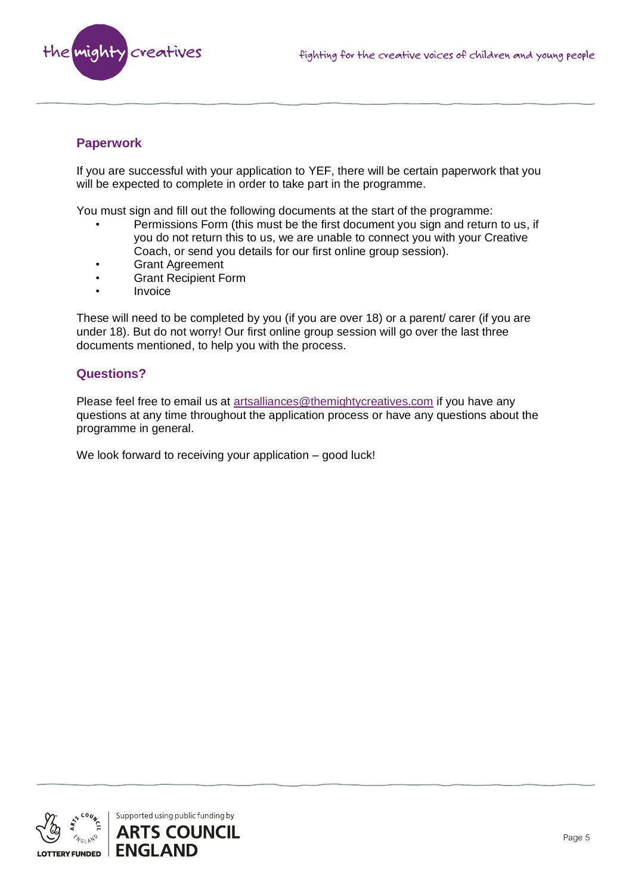## Paperwork

If you are successful with your application to YEF, there will be certain paperwork that you will be expected to complete in order to take part in the programme.

You must sign and fill out the following documents at the start of the programme:

- Permissions Form (this must be the first document you sign and return to us, if you do not return this to us, we are unable to connect you with your Creative Coach, or send you details for our first online group session).
- Grant Agreement
- Grant Recipient Form
- Invoice

These will need to be completed by you (if you are over 18) or a parent/ carer (if you are under 18). But do not worry! Our first online group session will go over the last three documents mentioned, to help you with the process.

## Questions?

Please feel free to email us at [artsalliances@themightycreatives.com](mailto:artsalliances@themightycreatives.com) if you have any questions at any time throughout the application process or have any questions about the programme in general.

We look forward to receiving your application – good luck!